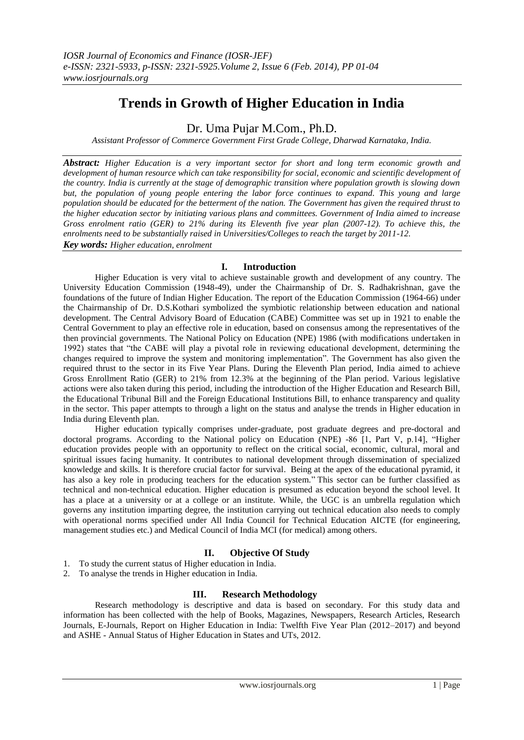# Trends in Growth of Higher Education in India

Dr. Uma Pujar M.Com., Ph.D.

*Assistant Professor of Commerce Government First Grade College, Dharwad Karnataka, India.*

***Abstract:*** *Higher Education is a very important sector for short and long term economic growth and development of human resource which can take responsibility for social, economic and scientific development of the country. India is currently at the stage of demographic transition where population growth is slowing down but, the population of young people entering the labor force continues to expand. This young and large population should be educated for the betterment of the nation. The Government has given the required thrust to the higher education sector by initiating various plans and committees. Government of India aimed to increase Gross enrolment ratio (GER) to 21% during its Eleventh five year plan (2007-12). To achieve this, the enrolments need to be substantially raised in Universities/Colleges to reach the target by 2011-12.*

***Key words:*** *Higher education, enrolment*

## I. Introduction

Higher Education is very vital to achieve sustainable growth and development of any country. The University Education Commission (1948-49), under the Chairmanship of Dr. S. Radhakrishnan, gave the foundations of the future of Indian Higher Education. The report of the Education Commission (1964-66) under the Chairmanship of Dr. D.S.Kothari symbolized the symbiotic relationship between education and national development. The Central Advisory Board of Education (CABE) Committee was set up in 1921 to enable the Central Government to play an effective role in education, based on consensus among the representatives of the then provincial governments. The National Policy on Education (NPE) 1986 (with modifications undertaken in 1992) states that "the CABE will play a pivotal role in reviewing educational development, determining the changes required to improve the system and monitoring implementation". The Government has also given the required thrust to the sector in its Five Year Plans. During the Eleventh Plan period, India aimed to achieve Gross Enrollment Ratio (GER) to 21% from 12.3% at the beginning of the Plan period. Various legislative actions were also taken during this period, including the introduction of the Higher Education and Research Bill, the Educational Tribunal Bill and the Foreign Educational Institutions Bill, to enhance transparency and quality in the sector. This paper attempts to through a light on the status and analyse the trends in Higher education in India during Eleventh plan.

Higher education typically comprises under-graduate, post graduate degrees and pre-doctoral and doctoral programs. According to the National policy on Education (NPE) -86 [1, Part V, p.14], "Higher education provides people with an opportunity to reflect on the critical social, economic, cultural, moral and spiritual issues facing humanity. It contributes to national development through dissemination of specialized knowledge and skills. It is therefore crucial factor for survival. Being at the apex of the educational pyramid, it has also a key role in producing teachers for the education system." This sector can be further classified as technical and non-technical education. Higher education is presumed as education beyond the school level. It has a place at a university or at a college or an institute. While, the UGC is an umbrella regulation which governs any institution imparting degree, the institution carrying out technical education also needs to comply with operational norms specified under All India Council for Technical Education AICTE (for engineering, management studies etc.) and Medical Council of India MCI (for medical) among others.

## II. Objective Of Study

1. To study the current status of Higher education in India.
2. To analyse the trends in Higher education in India.

## III. Research Methodology

Research methodology is descriptive and data is based on secondary. For this study data and information has been collected with the help of Books, Magazines, Newspapers, Research Articles, Research Journals, E-Journals, Report on Higher Education in India: Twelfth Five Year Plan (2012–2017) and beyond and ASHE - Annual Status of Higher Education in States and UTs, 2012.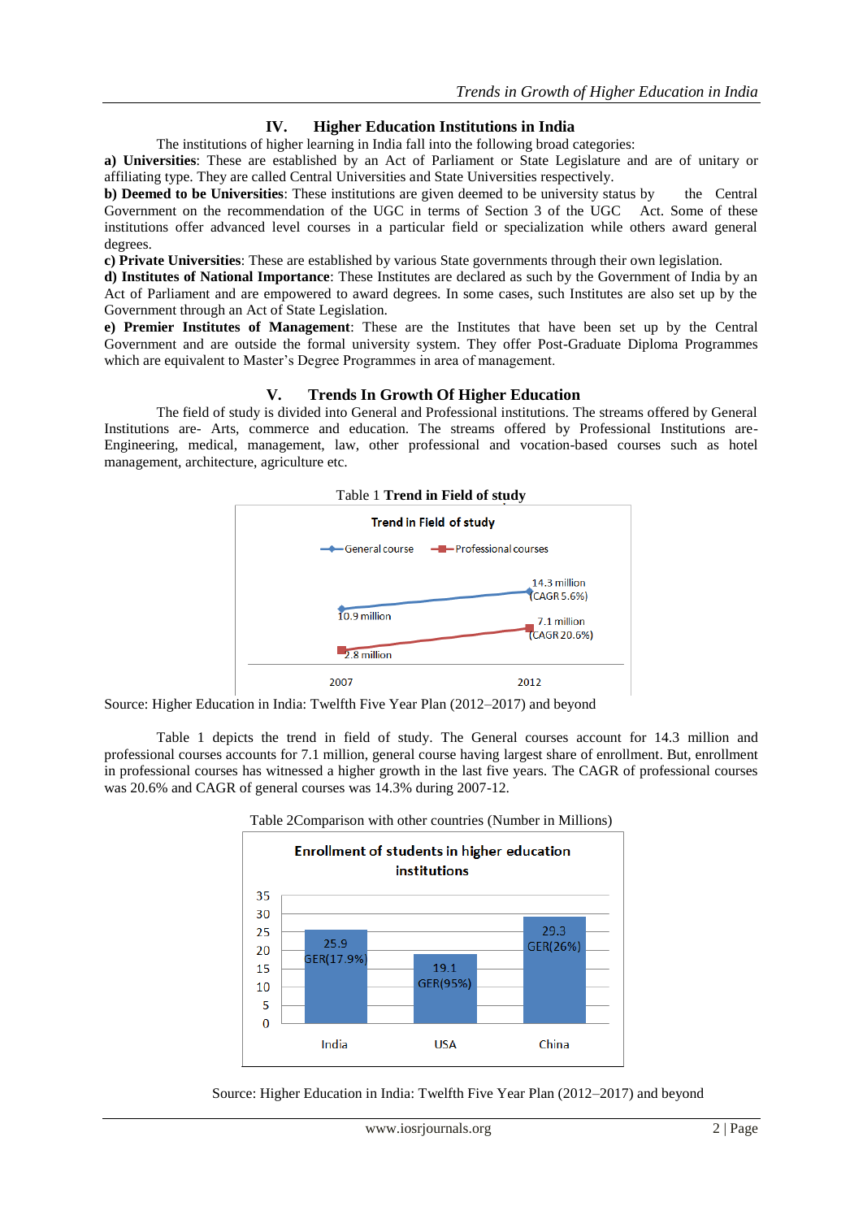## IV. Higher Education Institutions in India

The institutions of higher learning in India fall into the following broad categories:

**a) Universities**: These are established by an Act of Parliament or State Legislature and are of unitary or affiliating type. They are called Central Universities and State Universities respectively.

**b) Deemed to be Universities**: These institutions are given deemed to be university status by the Central Government on the recommendation of the UGC in terms of Section 3 of the UGC Act. Some of these institutions offer advanced level courses in a particular field or specialization while others award general degrees.

**c) Private Universities**: These are established by various State governments through their own legislation.

**d) Institutes of National Importance**: These Institutes are declared as such by the Government of India by an Act of Parliament and are empowered to award degrees. In some cases, such Institutes are also set up by the Government through an Act of State Legislation.

**e) Premier Institutes of Management**: These are the Institutes that have been set up by the Central Government and are outside the formal university system. They offer Post-Graduate Diploma Programmes which are equivalent to Master's Degree Programmes in area of management.

## V. Trends In Growth Of Higher Education

The field of study is divided into General and Professional institutions. The streams offered by General Institutions are- Arts, commerce and education. The streams offered by Professional Institutions are- Engineering, medical, management, law, other professional and vocation-based courses such as hotel management, architecture, agriculture etc.

Table 1 **Trend in Field of study**

Source: Higher Education in India: Twelfth Five Year Plan (2012–2017) and beyond

Table 1 depicts the trend in field of study. The General courses account for 14.3 million and professional courses accounts for 7.1 million, general course having largest share of enrollment. But, enrollment in professional courses has witnessed a higher growth in the last five years. The CAGR of professional courses was 20.6% and CAGR of general courses was 14.3% during 2007-12.

Table 2Comparison with other countries (Number in Millions)

Source: Higher Education in India: Twelfth Five Year Plan (2012–2017) and beyond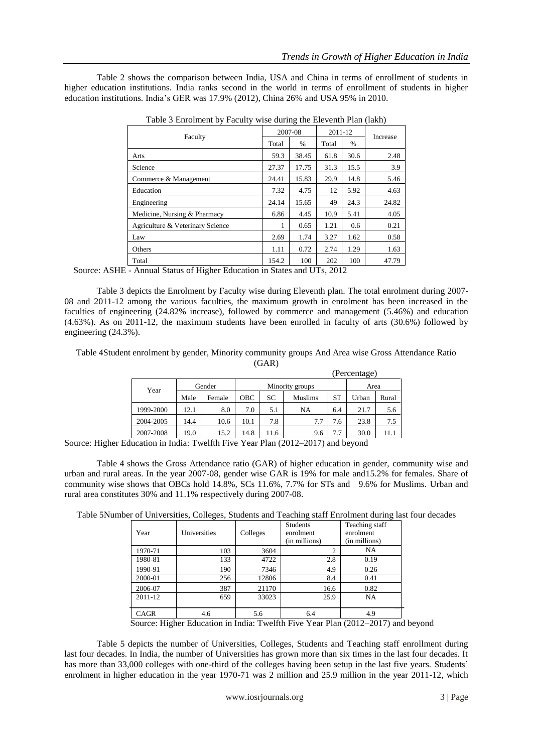Table 2 shows the comparison between India, USA and China in terms of enrollment of students in higher education institutions. India ranks second in the world in terms of enrollment of students in higher education institutions. India's GER was 17.9% (2012), China 26% and USA 95% in 2010.

Table 3 Enrolment by Faculty wise during the Eleventh Plan (lakh)

| Faculty | 2007-08 | | 2011-12 | | Increase |
|---|---|---|---|---|---|
| | Total | % | Total | % | |
| Arts | 59.3 | 38.45 | 61.8 | 30.6 | 2.48 |
| Science | 27.37 | 17.75 | 31.3 | 15.5 | 3.9 |
| Commerce & Management | 24.41 | 15.83 | 29.9 | 14.8 | 5.46 |
| Education | 7.32 | 4.75 | 12 | 5.92 | 4.63 |
| Engineering | 24.14 | 15.65 | 49 | 24.3 | 24.82 |
| Medicine, Nursing & Pharmacy | 6.86 | 4.45 | 10.9 | 5.41 | 4.05 |
| Agriculture & Veterinary Science | 1 | 0.65 | 1.21 | 0.6 | 0.21 |
| Law | 2.69 | 1.74 | 3.27 | 1.62 | 0.58 |
| Others | 1.11 | 0.72 | 2.74 | 1.29 | 1.63 |
| Total | 154.2 | 100 | 202 | 100 | 47.79 |

Source: ASHE - Annual Status of Higher Education in States and UTs, 2012

Table 3 depicts the Enrolment by Faculty wise during Eleventh plan. The total enrolment during 2007-08 and 2011-12 among the various faculties, the maximum growth in enrolment has been increased in the faculties of engineering (24.82% increase), followed by commerce and management (5.46%) and education (4.63%). As on 2011-12, the maximum students have been enrolled in faculty of arts (30.6%) followed by engineering (24.3%).

Table 4Student enrolment by gender, Minority community groups And Area wise Gross Attendance Ratio (GAR)

(Percentage)

| Year | Gender | | Minority groups | | | | Area | |
|---|---|---|---|---|---|---|---|---|
| | Male | Female | OBC | SC | Muslims | ST | Urban | Rural |
| 1999-2000 | 12.1 | 8.0 | 7.0 | 5.1 | NA | 6.4 | 21.7 | 5.6 |
| 2004-2005 | 14.4 | 10.6 | 10.1 | 7.8 | 7.7 | 7.6 | 23.8 | 7.5 |
| 2007-2008 | 19.0 | 15.2 | 14.8 | 11.6 | 9.6 | 7.7 | 30.0 | 11.1 |

Source: Higher Education in India: Twelfth Five Year Plan (2012–2017) and beyond

Table 4 shows the Gross Attendance ratio (GAR) of higher education in gender, community wise and urban and rural areas. In the year 2007-08, gender wise GAR is 19% for male and15.2% for females. Share of community wise shows that OBCs hold 14.8%, SCs 11.6%, 7.7% for STs and 9.6% for Muslims. Urban and rural area constitutes 30% and 11.1% respectively during 2007-08.

Table 5Number of Universities, Colleges, Students and Teaching staff Enrolment during last four decades

| Year | Universities | Colleges | Students enrolment (in millions) | Teaching staff enrolment (in millions) |
|---|---|---|---|---|
| 1970-71 | 103 | 3604 | 2 | NA |
| 1980-81 | 133 | 4722 | 2.8 | 0.19 |
| 1990-91 | 190 | 7346 | 4.9 | 0.26 |
| 2000-01 | 256 | 12806 | 8.4 | 0.41 |
| 2006-07 | 387 | 21170 | 16.6 | 0.82 |
| 2011-12 | 659 | 33023 | 25.9 | NA |
| CAGR | 4.6 | 5.6 | 6.4 | 4.9 |

Source: Higher Education in India: Twelfth Five Year Plan (2012–2017) and beyond

Table 5 depicts the number of Universities, Colleges, Students and Teaching staff enrollment during last four decades. In India, the number of Universities has grown more than six times in the last four decades. It has more than 33,000 colleges with one-third of the colleges having been setup in the last five years. Students' enrolment in higher education in the year 1970-71 was 2 million and 25.9 million in the year 2011-12, which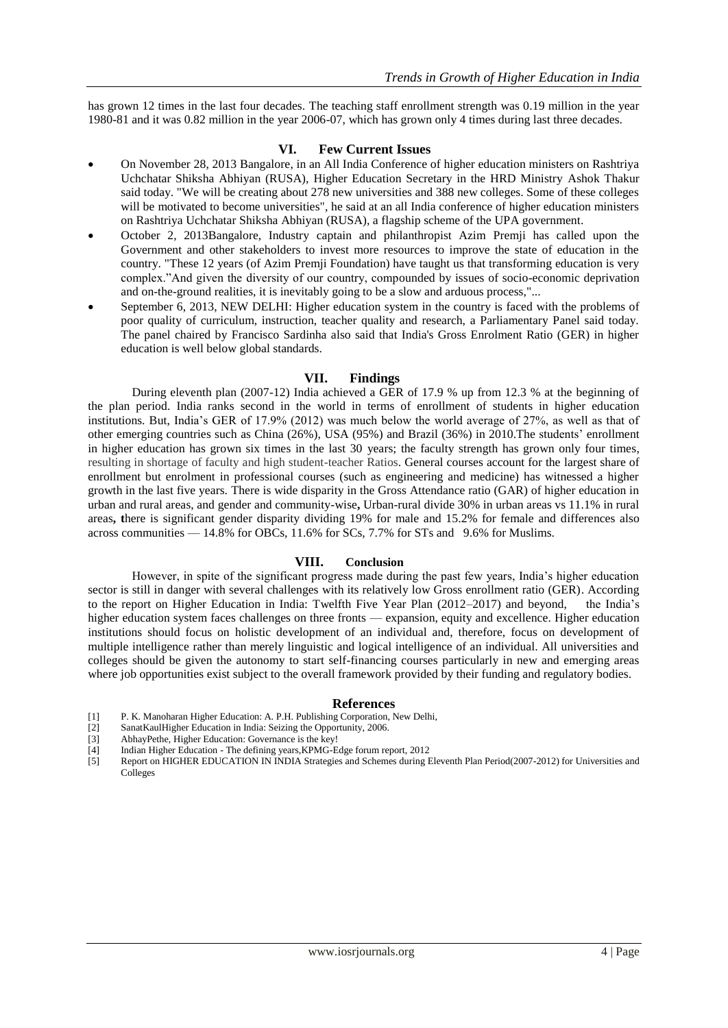has grown 12 times in the last four decades. The teaching staff enrollment strength was 0.19 million in the year 1980-81 and it was 0.82 million in the year 2006-07, which has grown only 4 times during last three decades.

## VI. Few Current Issues

- On November 28, 2013 Bangalore, in an All India Conference of higher education ministers on Rashtriya Uchchatar Shiksha Abhiyan (RUSA), Higher Education Secretary in the HRD Ministry Ashok Thakur said today. "We will be creating about 278 new universities and 388 new colleges. Some of these colleges will be motivated to become universities", he said at an all India conference of higher education ministers on Rashtriya Uchchatar Shiksha Abhiyan (RUSA), a flagship scheme of the UPA government.
- October 2, 2013Bangalore, Industry captain and philanthropist Azim Premji has called upon the Government and other stakeholders to invest more resources to improve the state of education in the country. "These 12 years (of Azim Premji Foundation) have taught us that transforming education is very complex."And given the diversity of our country, compounded by issues of socio-economic deprivation and on-the-ground realities, it is inevitably going to be a slow and arduous process,"...
- September 6, 2013, NEW DELHI: Higher education system in the country is faced with the problems of poor quality of curriculum, instruction, teacher quality and research, a Parliamentary Panel said today. The panel chaired by Francisco Sardinha also said that India's Gross Enrolment Ratio (GER) in higher education is well below global standards.

## VII. Findings

During eleventh plan (2007-12) India achieved a GER of 17.9 % up from 12.3 % at the beginning of the plan period. India ranks second in the world in terms of enrollment of students in higher education institutions. But, India's GER of 17.9% (2012) was much below the world average of 27%, as well as that of other emerging countries such as China (26%), USA (95%) and Brazil (36%) in 2010.The students' enrollment in higher education has grown six times in the last 30 years; the faculty strength has grown only four times, resulting in shortage of faculty and high student-teacher Ratios. General courses account for the largest share of enrollment but enrolment in professional courses (such as engineering and medicine) has witnessed a higher growth in the last five years. There is wide disparity in the Gross Attendance ratio (GAR) of higher education in urban and rural areas, and gender and community-wise**,** Urban-rural divide 30% in urban areas vs 11.1% in rural areas**, t**here is significant gender disparity dividing 19% for male and 15.2% for female and differences also across communities — 14.8% for OBCs, 11.6% for SCs, 7.7% for STs and 9.6% for Muslims.

## VIII. Conclusion

However, in spite of the significant progress made during the past few years, India's higher education sector is still in danger with several challenges with its relatively low Gross enrollment ratio (GER). According to the report on Higher Education in India: Twelfth Five Year Plan (2012–2017) and beyond, the India's higher education system faces challenges on three fronts — expansion, equity and excellence. Higher education institutions should focus on holistic development of an individual and, therefore, focus on development of multiple intelligence rather than merely linguistic and logical intelligence of an individual. All universities and colleges should be given the autonomy to start self-financing courses particularly in new and emerging areas where job opportunities exist subject to the overall framework provided by their funding and regulatory bodies.

## References

[1] P. K. Manoharan Higher Education: A. P.H. Publishing Corporation, New Delhi,

[2] SanatKaulHigher Education in India: Seizing the Opportunity, 2006.

[3] AbhayPethe, Higher Education: Governance is the key!

[4] Indian Higher Education - The defining years,KPMG-Edge forum report, 2012

[5] Report on HIGHER EDUCATION IN INDIA Strategies and Schemes during Eleventh Plan Period(2007-2012) for Universities and Colleges